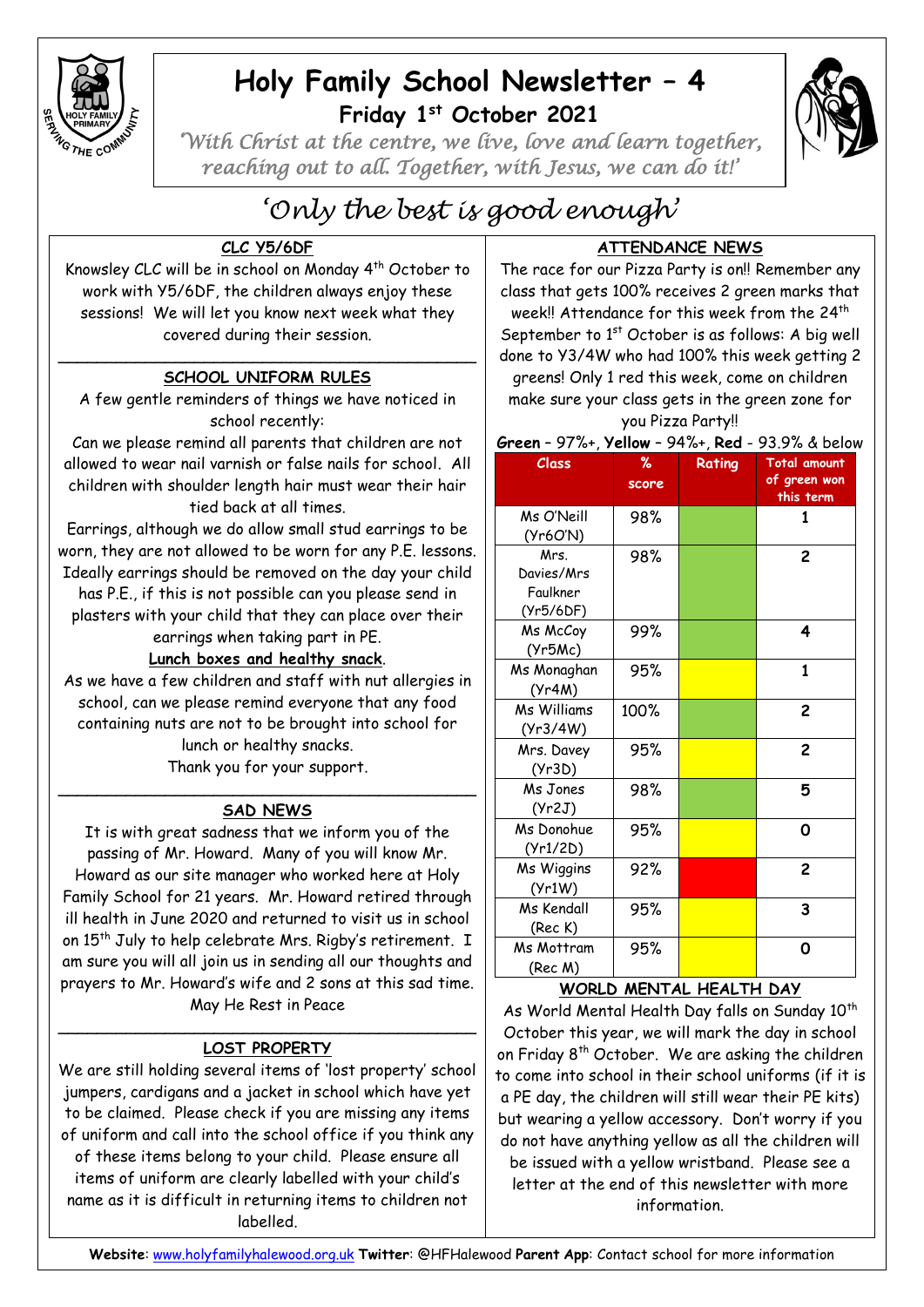# Holy Family School Newsletter – 4

## Friday 1st October 2021

*'With Christ at the centre, we live, love and learn together, reaching out to all. Together, with Jesus, we can do it!'*

*'Only the best is good enough'*

### CLC Y5/6DF

Knowsley CLC will be in school on Monday 4th October to work with Y5/6DF, the children always enjoy these sessions! We will let you know next week what they covered during their session.

### SCHOOL UNIFORM RULES

A few gentle reminders of things we have noticed in school recently:

Can we please remind all parents that children are not allowed to wear nail varnish or false nails for school. All children with shoulder length hair must wear their hair tied back at all times.

Earrings, although we do allow small stud earrings to be worn, they are not allowed to be worn for any P.E. lessons. Ideally earrings should be removed on the day your child has P.E., if this is not possible can you please send in plasters with your child that they can place over their earrings when taking part in PE.

**Lunch boxes and healthy snack**.

As we have a few children and staff with nut allergies in school, can we please remind everyone that any food containing nuts are not to be brought into school for lunch or healthy snacks.

Thank you for your support.

### SAD NEWS

It is with great sadness that we inform you of the passing of Mr. Howard. Many of you will know Mr. Howard as our site manager who worked here at Holy Family School for 21 years. Mr. Howard retired through ill health in June 2020 and returned to visit us in school on 15th July to help celebrate Mrs. Rigby's retirement. I am sure you will all join us in sending all our thoughts and prayers to Mr. Howard's wife and 2 sons at this sad time.

May He Rest in Peace

### LOST PROPERTY

We are still holding several items of 'lost property' school jumpers, cardigans and a jacket in school which have yet to be claimed. Please check if you are missing any items of uniform and call into the school office if you think any of these items belong to your child. Please ensure all items of uniform are clearly labelled with your child's name as it is difficult in returning items to children not labelled.

### ATTENDANCE NEWS

The race for our Pizza Party is on!! Remember any class that gets 100% receives 2 green marks that week!! Attendance for this week from the 24th September to 1st October is as follows: A big well done to Y3/4W who had 100% this week getting 2 greens! Only 1 red this week, come on children make sure your class gets in the green zone for you Pizza Party!!

**Green** – 97%+, **Yellow** – 94%+, **Red** - 93.9% & below

| Class | % score | Rating | Total amount of green won this term |
|---|---|---|---|
| Ms O'Neill (Yr6O'N) | 98% | Green | 1 |
| Mrs. Davies/Mrs Faulkner (Yr5/6DF) | 98% | Green | 2 |
| Ms McCoy (Yr5Mc) | 99% | Green | 4 |
| Ms Monaghan (Yr4M) | 95% | Yellow | 1 |
| Ms Williams (Yr3/4W) | 100% | Green | 2 |
| Mrs. Davey (Yr3D) | 95% | Yellow | 2 |
| Ms Jones (Yr2J) | 98% | Green | 5 |
| Ms Donohue (Yr1/2D) | 95% | Yellow | 0 |
| Ms Wiggins (Yr1W) | 92% | Red | 2 |
| Ms Kendall (Rec K) | 95% | Yellow | 3 |
| Ms Mottram (Rec M) | 95% | Yellow | 0 |

### WORLD MENTAL HEALTH DAY

As World Mental Health Day falls on Sunday 10th October this year, we will mark the day in school on Friday 8th October. We are asking the children to come into school in their school uniforms (if it is a PE day, the children will still wear their PE kits) but wearing a yellow accessory. Don't worry if you do not have anything yellow as all the children will be issued with a yellow wristband. Please see a letter at the end of this newsletter with more information.

**Website**: www.holyfamilyhalewood.org.uk **Twitter**: @HFHalewood **Parent App**: Contact school for more information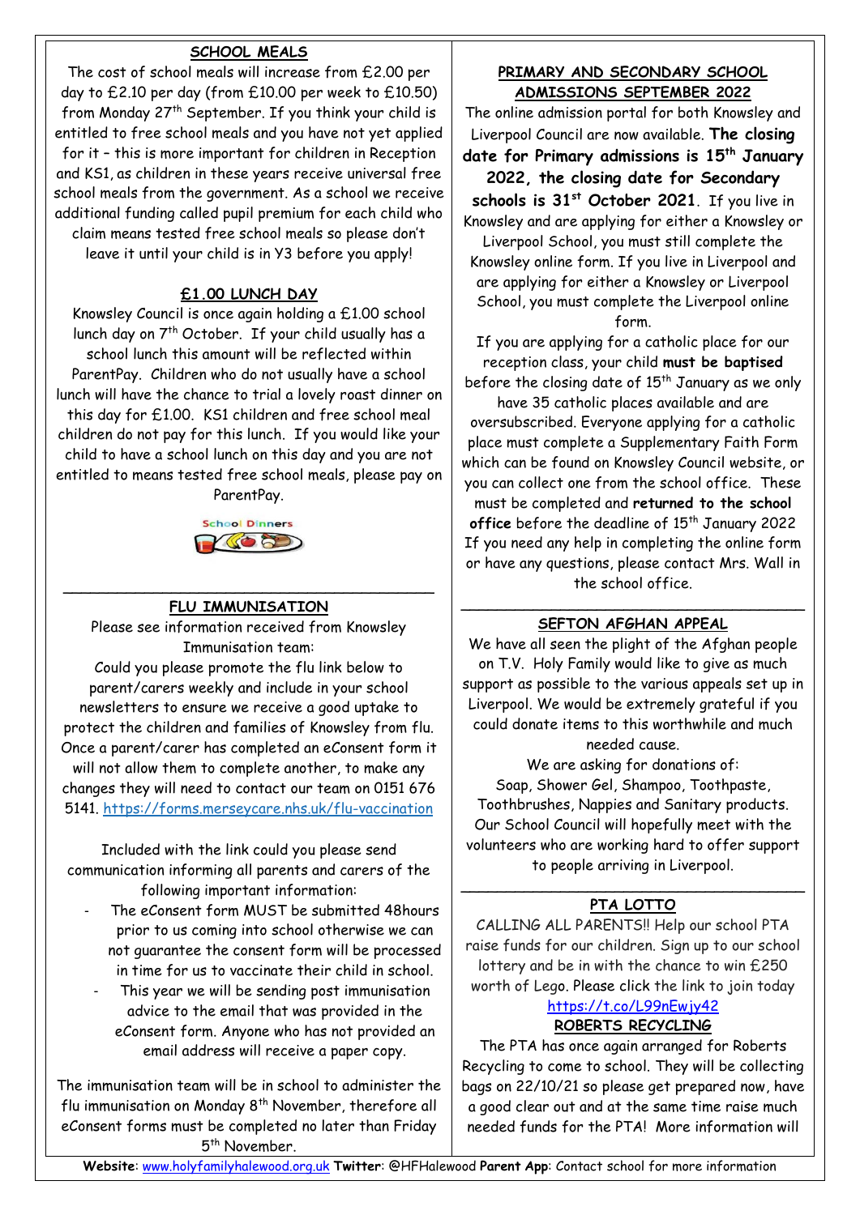## SCHOOL MEALS

The cost of school meals will increase from £2.00 per day to £2.10 per day (from £10.00 per week to £10.50) from Monday 27th September. If you think your child is entitled to free school meals and you have not yet applied for it – this is more important for children in Reception and KS1, as children in these years receive universal free school meals from the government. As a school we receive additional funding called pupil premium for each child who claim means tested free school meals so please don't leave it until your child is in Y3 before you apply!

## £1.00 LUNCH DAY

Knowsley Council is once again holding a £1.00 school lunch day on 7th October. If your child usually has a school lunch this amount will be reflected within ParentPay. Children who do not usually have a school lunch will have the chance to trial a lovely roast dinner on this day for £1.00. KS1 children and free school meal children do not pay for this lunch. If you would like your child to have a school lunch on this day and you are not entitled to means tested free school meals, please pay on ParentPay.

School Dinners

## FLU IMMUNISATION

Please see information received from Knowsley Immunisation team:

Could you please promote the flu link below to parent/carers weekly and include in your school newsletters to ensure we receive a good uptake to protect the children and families of Knowsley from flu. Once a parent/carer has completed an eConsent form it will not allow them to complete another, to make any changes they will need to contact our team on 0151 676 5141. https://forms.merseycare.nhs.uk/flu-vaccination

Included with the link could you please send communication informing all parents and carers of the following important information:

- The eConsent form MUST be submitted 48hours prior to us coming into school otherwise we can not guarantee the consent form will be processed in time for us to vaccinate their child in school.
- This year we will be sending post immunisation advice to the email that was provided in the eConsent form. Anyone who has not provided an email address will receive a paper copy.

The immunisation team will be in school to administer the flu immunisation on Monday 8th November, therefore all eConsent forms must be completed no later than Friday 5th November.

## PRIMARY AND SECONDARY SCHOOL ADMISSIONS SEPTEMBER 2022

The online admission portal for both Knowsley and Liverpool Council are now available. **The closing date for Primary admissions is 15th January 2022, the closing date for Secondary schools is 31st October 2021**. If you live in Knowsley and are applying for either a Knowsley or Liverpool School, you must still complete the Knowsley online form. If you live in Liverpool and are applying for either a Knowsley or Liverpool School, you must complete the Liverpool online form.

If you are applying for a catholic place for our reception class, your child **must be baptised** before the closing date of 15th January as we only have 35 catholic places available and are oversubscribed. Everyone applying for a catholic place must complete a Supplementary Faith Form which can be found on Knowsley Council website, or you can collect one from the school office. These must be completed and **returned to the school office** before the deadline of 15th January 2022 If you need any help in completing the online form or have any questions, please contact Mrs. Wall in the school office.

## SEFTON AFGHAN APPEAL

We have all seen the plight of the Afghan people on T.V. Holy Family would like to give as much support as possible to the various appeals set up in Liverpool. We would be extremely grateful if you could donate items to this worthwhile and much needed cause.

We are asking for donations of:
Soap, Shower Gel, Shampoo, Toothpaste, Toothbrushes, Nappies and Sanitary products.
Our School Council will hopefully meet with the volunteers who are working hard to offer support to people arriving in Liverpool.

## PTA LOTTO

CALLING ALL PARENTS!! Help our school PTA raise funds for our children. Sign up to our school lottery and be in with the chance to win £250 worth of Lego. Please click the link to join today https://t.co/L99nEwjy42

## ROBERTS RECYCLING

The PTA has once again arranged for Roberts Recycling to come to school. They will be collecting bags on 22/10/21 so please get prepared now, have a good clear out and at the same time raise much needed funds for the PTA! More information will

**Website**: www.holyfamilyhalewood.org.uk **Twitter**: @HFHalewood **Parent App**: Contact school for more information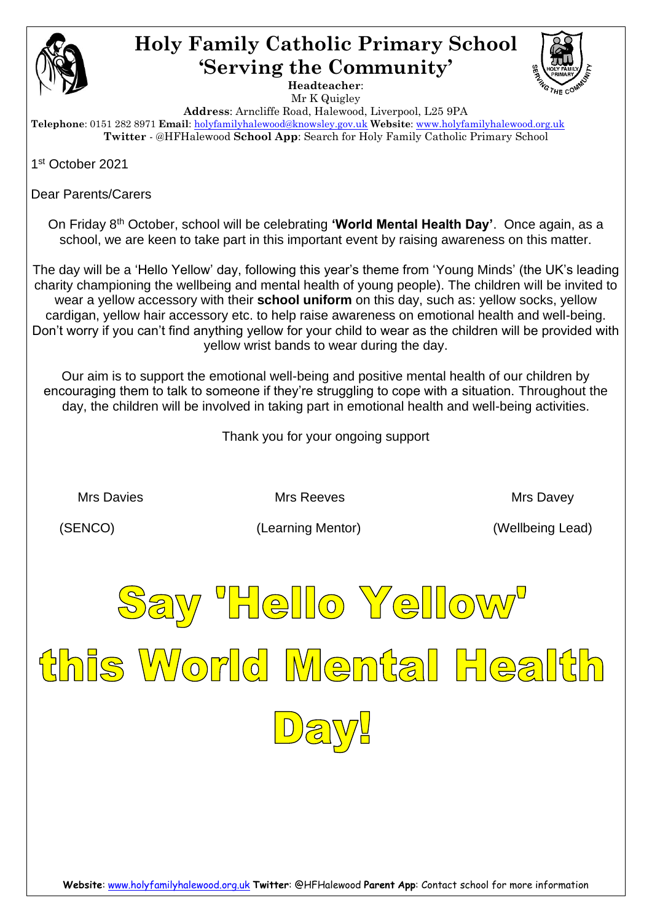# Holy Family Catholic Primary School
## 'Serving the Community'

**Headteacher**:
Mr K Quigley

**Address**: Arncliffe Road, Halewood, Liverpool, L25 9PA
**Telephone**: 0151 282 8971 **Email**: holyfamilyhalewood@knowsley.gov.uk **Website**: www.holyfamilyhalewood.org.uk
**Twitter** - @HFHalewood **School App**: Search for Holy Family Catholic Primary School

1st October 2021

Dear Parents/Carers

On Friday 8th October, school will be celebrating **'World Mental Health Day'**. Once again, as a school, we are keen to take part in this important event by raising awareness on this matter.

The day will be a 'Hello Yellow' day, following this year's theme from 'Young Minds' (the UK's leading charity championing the wellbeing and mental health of young people). The children will be invited to wear a yellow accessory with their **school uniform** on this day, such as: yellow socks, yellow cardigan, yellow hair accessory etc. to help raise awareness on emotional health and well-being. Don't worry if you can't find anything yellow for your child to wear as the children will be provided with yellow wrist bands to wear during the day.

Our aim is to support the emotional well-being and positive mental health of our children by encouraging them to talk to someone if they're struggling to cope with a situation. Throughout the day, the children will be involved in taking part in emotional health and well-being activities.

Thank you for your ongoing support

Mrs Davies (SENCO)

Mrs Reeves (Learning Mentor)

Mrs Davey (Wellbeing Lead)

# Say 'Hello Yellow' this World Mental Health Day!

**Website**: www.holyfamilyhalewood.org.uk **Twitter**: @HFHalewood **Parent App**: Contact school for more information